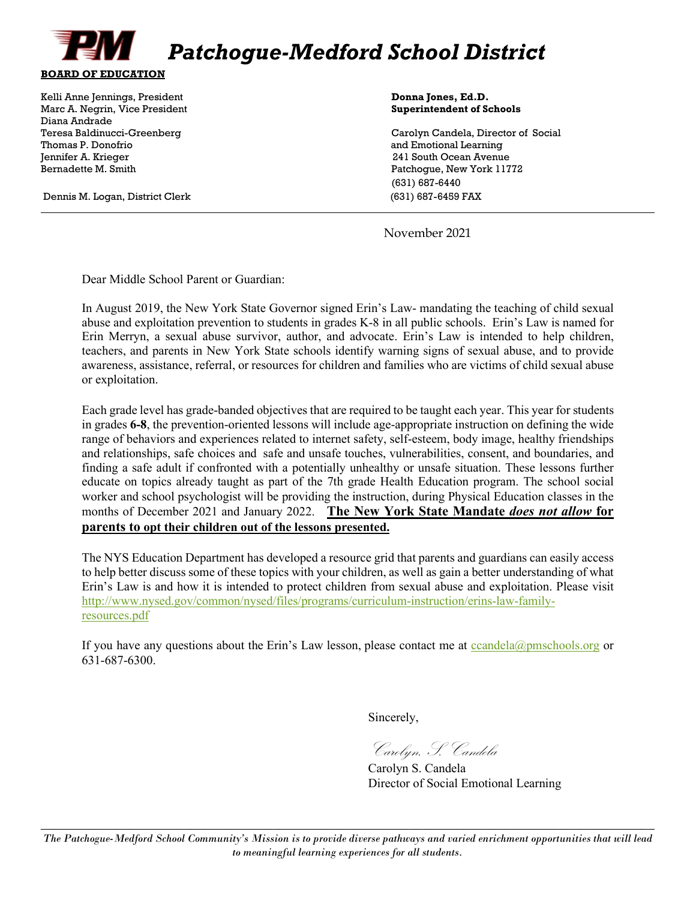# Patchogue-Medford School District

**BOARD OF EDUCATION**

Kelli Anne Jennings, President
Marc A. Negrin, Vice President
Diana Andrade
Teresa Baldinucci-Greenberg
Thomas P. Donofrio
Jennifer A. Krieger
Bernadette M. Smith

Dennis M. Logan, District Clerk

**Donna Jones, Ed.D.**
**Superintendent of Schools**

Carolyn Candela, Director of Social and Emotional Learning
241 South Ocean Avenue
Patchogue, New York 11772
(631) 687-6440
(631) 687-6459 FAX

---

November 2021

Dear Middle School Parent or Guardian:

In August 2019, the New York State Governor signed Erin's Law- mandating the teaching of child sexual abuse and exploitation prevention to students in grades K-8 in all public schools. Erin's Law is named for Erin Merryn, a sexual abuse survivor, author, and advocate. Erin's Law is intended to help children, teachers, and parents in New York State schools identify warning signs of sexual abuse, and to provide awareness, assistance, referral, or resources for children and families who are victims of child sexual abuse or exploitation.

Each grade level has grade-banded objectives that are required to be taught each year. This year for students in grades **6-8**, the prevention-oriented lessons will include age-appropriate instruction on defining the wide range of behaviors and experiences related to internet safety, self-esteem, body image, healthy friendships and relationships, safe choices and safe and unsafe touches, vulnerabilities, consent, and boundaries, and finding a safe adult if confronted with a potentially unhealthy or unsafe situation. These lessons further educate on topics already taught as part of the 7th grade Health Education program. The school social worker and school psychologist will be providing the instruction, during Physical Education classes in the months of December 2021 and January 2022. **The New York State Mandate *does not allow* for parents to opt their children out of the lessons presented.**

The NYS Education Department has developed a resource grid that parents and guardians can easily access to help better discuss some of these topics with your children, as well as gain a better understanding of what Erin's Law is and how it is intended to protect children from sexual abuse and exploitation. Please visit http://www.nysed.gov/common/nysed/files/programs/curriculum-instruction/erins-law-family-resources.pdf

If you have any questions about the Erin's Law lesson, please contact me at ccandela@pmschools.org or 631-687-6300.

Sincerely,

*Carolyn. S. Candela*
Carolyn S. Candela
Director of Social Emotional Learning

---

*The Patchogue-Medford School Community's Mission is to provide diverse pathways and varied enrichment opportunities that will lead to meaningful learning experiences for all students.*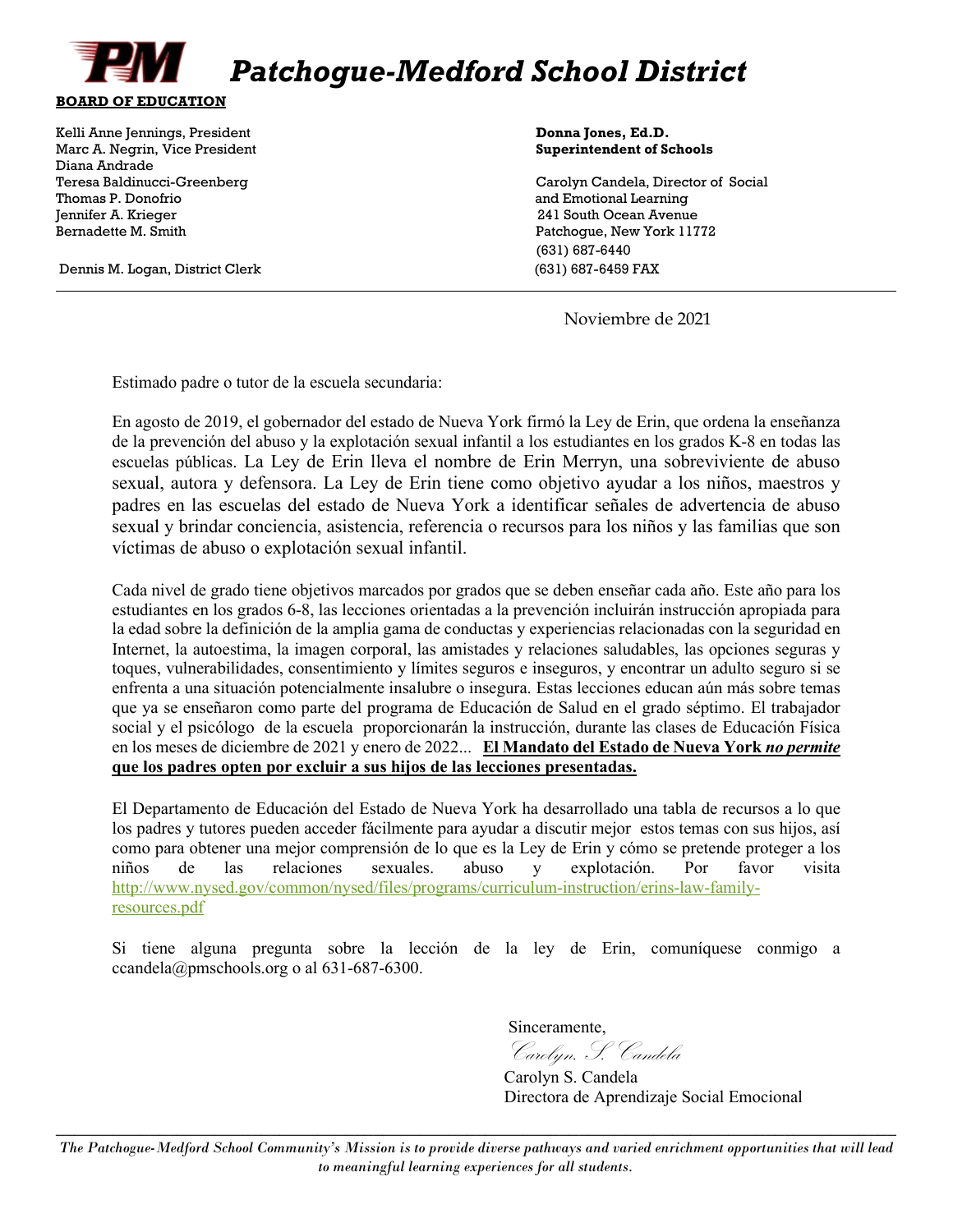# PM Patchogue-Medford School District

**BOARD OF EDUCATION**

Kelli Anne Jennings, President
Marc A. Negrin, Vice President
Diana Andrade
Teresa Baldinucci-Greenberg
Thomas P. Donofrio
Jennifer A. Krieger
Bernadette M. Smith

Dennis M. Logan, District Clerk

**Donna Jones, Ed.D.**
**Superintendent of Schools**

Carolyn Candela, Director of Social and Emotional Learning
241 South Ocean Avenue
Patchogue, New York 11772
(631) 687-6440
(631) 687-6459 FAX

---

Noviembre de 2021

Estimado padre o tutor de la escuela secundaria:

En agosto de 2019, el gobernador del estado de Nueva York firmó la Ley de Erin, que ordena la enseñanza de la prevención del abuso y la explotación sexual infantil a los estudiantes en los grados K-8 en todas las escuelas públicas. La Ley de Erin lleva el nombre de Erin Merryn, una sobreviviente de abuso sexual, autora y defensora. La Ley de Erin tiene como objetivo ayudar a los niños, maestros y padres en las escuelas del estado de Nueva York a identificar señales de advertencia de abuso sexual y brindar conciencia, asistencia, referencia o recursos para los niños y las familias que son víctimas de abuso o explotación sexual infantil.

Cada nivel de grado tiene objetivos marcados por grados que se deben enseñar cada año. Este año para los estudiantes en los grados 6-8, las lecciones orientadas a la prevención incluirán instrucción apropiada para la edad sobre la definición de la amplia gama de conductas y experiencias relacionadas con la seguridad en Internet, la autoestima, la imagen corporal, las amistades y relaciones saludables, las opciones seguras y toques, vulnerabilidades, consentimiento y límites seguros e inseguros, y encontrar un adulto seguro si se enfrenta a una situación potencialmente insalubre o insegura. Estas lecciones educan aún más sobre temas que ya se enseñaron como parte del programa de Educación de Salud en el grado séptimo. El trabajador social y el psicólogo de la escuela proporcionarán la instrucción, durante las clases de Educación Física en los meses de diciembre de 2021 y enero de 2022... **El Mandato del Estado de Nueva York *no permite* que los padres opten por excluir a sus hijos de las lecciones presentadas.**

El Departamento de Educación del Estado de Nueva York ha desarrollado una tabla de recursos a lo que los padres y tutores pueden acceder fácilmente para ayudar a discutir mejor estos temas con sus hijos, así como para obtener una mejor comprensión de lo que es la Ley de Erin y cómo se pretende proteger a los niños de las relaciones sexuales. abuso y explotación. Por favor visita http://www.nysed.gov/common/nysed/files/programs/curriculum-instruction/erins-law-family-resources.pdf

Si tiene alguna pregunta sobre la lección de la ley de Erin, comuníquese conmigo a ccandela@pmschools.org o al 631-687-6300.

Sinceramente,

*Carolyn. S. Candela*

Carolyn S. Candela
Directora de Aprendizaje Social Emocional

---

*The Patchogue-Medford School Community's Mission is to provide diverse pathways and varied enrichment opportunities that will lead to meaningful learning experiences for all students.*